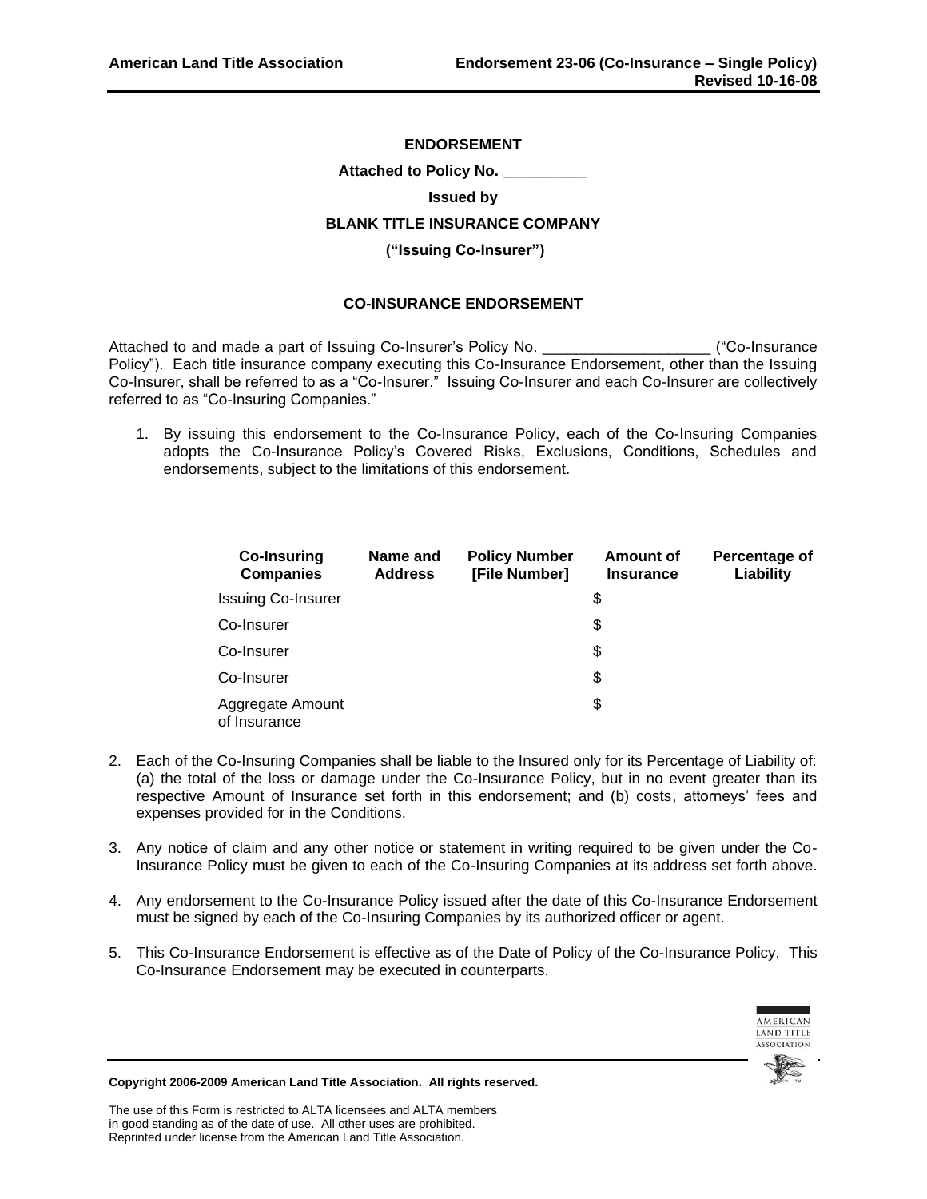**ENDORSEMENT**

**Attached to Policy No. __________**

**Issued by**

**BLANK TITLE INSURANCE COMPANY**

**("Issuing Co-Insurer")**

## CO-INSURANCE ENDORSEMENT

Attached to and made a part of Issuing Co-Insurer's Policy No. ____________________ ("Co-Insurance Policy"). Each title insurance company executing this Co-Insurance Endorsement, other than the Issuing Co-Insurer, shall be referred to as a "Co-Insurer." Issuing Co-Insurer and each Co-Insurer are collectively referred to as "Co-Insuring Companies."

1. By issuing this endorsement to the Co-Insurance Policy, each of the Co-Insuring Companies adopts the Co-Insurance Policy's Covered Risks, Exclusions, Conditions, Schedules and endorsements, subject to the limitations of this endorsement.

| Co-Insuring Companies | Name and Address | Policy Number [File Number] | Amount of Insurance | Percentage of Liability |
|---|---|---|---|---|
| Issuing Co-Insurer | | | $ | |
| Co-Insurer | | | $ | |
| Co-Insurer | | | $ | |
| Co-Insurer | | | $ | |
| Aggregate Amount of Insurance | | | $ | |

2. Each of the Co-Insuring Companies shall be liable to the Insured only for its Percentage of Liability of: (a) the total of the loss or damage under the Co-Insurance Policy, but in no event greater than its respective Amount of Insurance set forth in this endorsement; and (b) costs, attorneys' fees and expenses provided for in the Conditions.

3. Any notice of claim and any other notice or statement in writing required to be given under the Co-Insurance Policy must be given to each of the Co-Insuring Companies at its address set forth above.

4. Any endorsement to the Co-Insurance Policy issued after the date of this Co-Insurance Endorsement must be signed by each of the Co-Insuring Companies by its authorized officer or agent.

5. This Co-Insurance Endorsement is effective as of the Date of Policy of the Co-Insurance Policy. This Co-Insurance Endorsement may be executed in counterparts.

**Copyright 2006-2009 American Land Title Association. All rights reserved.**

The use of this Form is restricted to ALTA licensees and ALTA members in good standing as of the date of use. All other uses are prohibited. Reprinted under license from the American Land Title Association.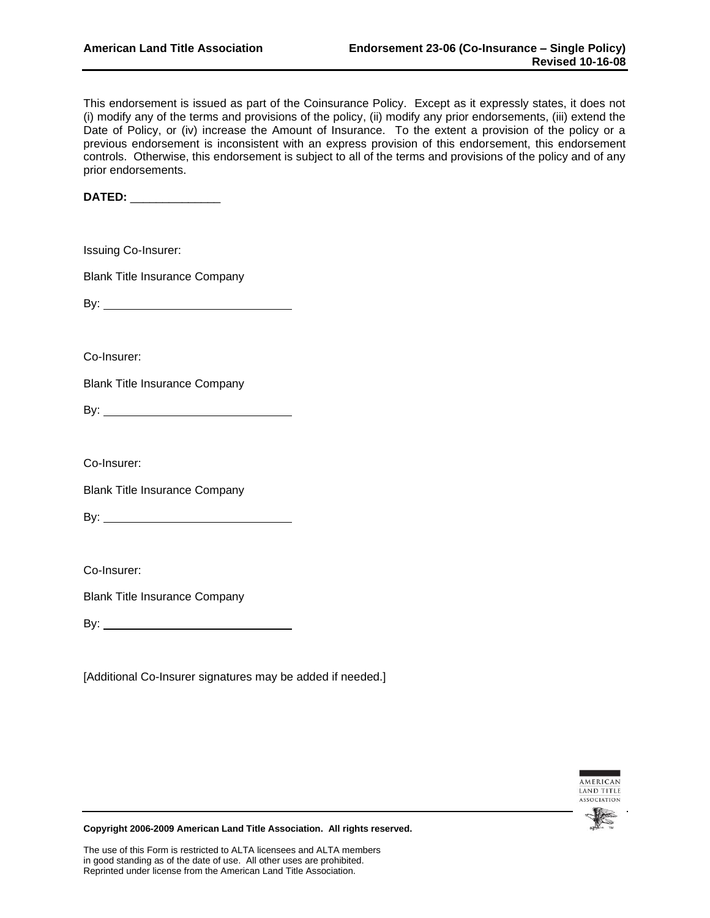This endorsement is issued as part of the Coinsurance Policy. Except as it expressly states, it does not (i) modify any of the terms and provisions of the policy, (ii) modify any prior endorsements, (iii) extend the Date of Policy, or (iv) increase the Amount of Insurance. To the extent a provision of the policy or a previous endorsement is inconsistent with an express provision of this endorsement, this endorsement controls. Otherwise, this endorsement is subject to all of the terms and provisions of the policy and of any prior endorsements.

**DATED:** ______________

Issuing Co-Insurer:

Blank Title Insurance Company

By: ______________________________

Co-Insurer:

Blank Title Insurance Company

By: ______________________________

Co-Insurer:

Blank Title Insurance Company

By: ______________________________

Co-Insurer:

Blank Title Insurance Company

By: ______________________________

[Additional Co-Insurer signatures may be added if needed.]

**Copyright 2006-2009 American Land Title Association. All rights reserved.**

The use of this Form is restricted to ALTA licensees and ALTA members in good standing as of the date of use. All other uses are prohibited. Reprinted under license from the American Land Title Association.